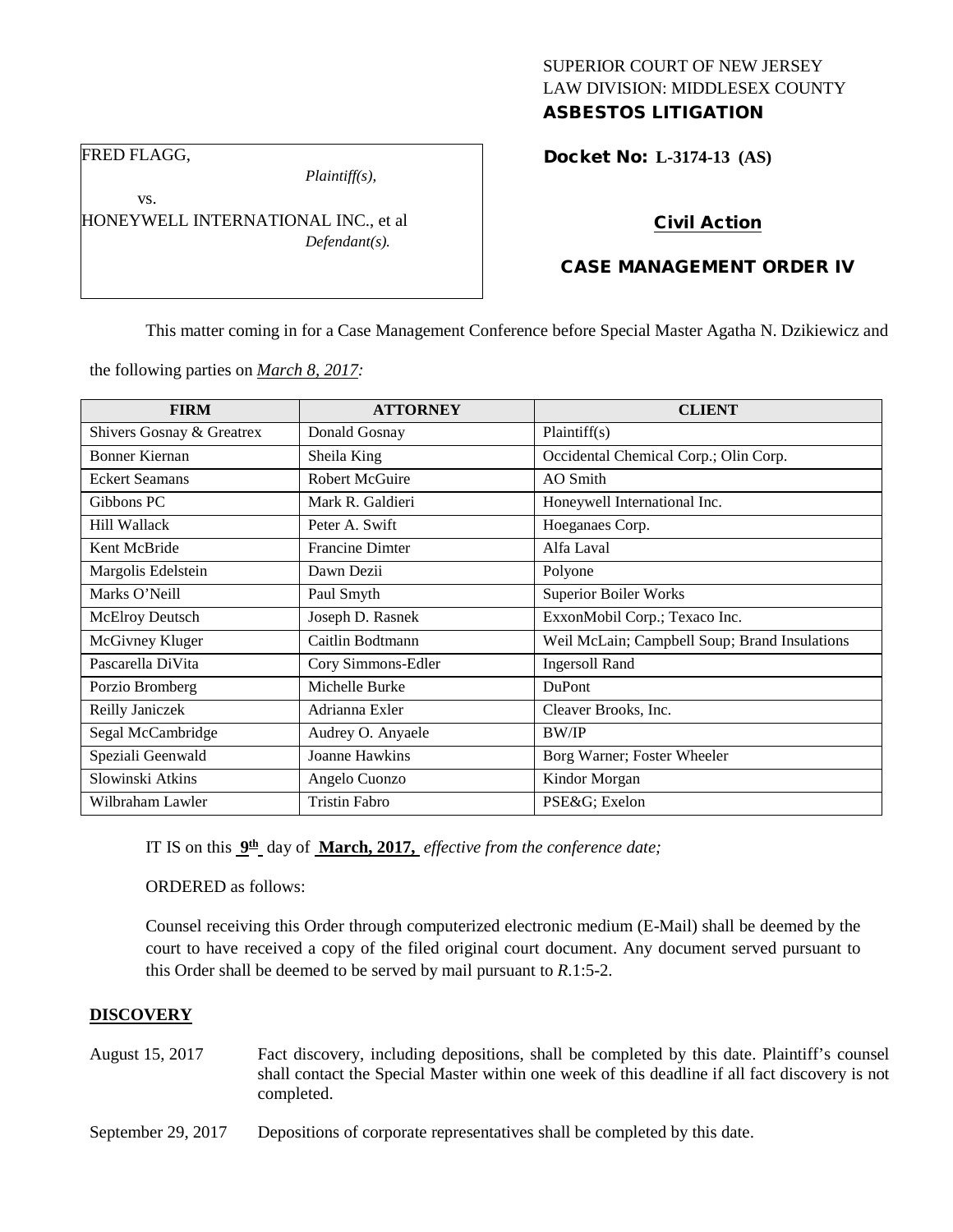SUPERIOR COURT OF NEW JERSEY
LAW DIVISION: MIDDLESEX COUNTY
**ASBESTOS LITIGATION**

FRED FLAGG,
*Plaintiff(s),*
vs.
HONEYWELL INTERNATIONAL INC., et al
*Defendant(s).*

**Docket No: L-3174-13 (AS)**

**Civil Action**

**CASE MANAGEMENT ORDER IV**

This matter coming in for a Case Management Conference before Special Master Agatha N. Dzikiewicz and the following parties on *March 8, 2017:*

| FIRM | ATTORNEY | CLIENT |
|---|---|---|
| Shivers Gosnay & Greatrex | Donald Gosnay | Plaintiff(s) |
| Bonner Kiernan | Sheila King | Occidental Chemical Corp.; Olin Corp. |
| Eckert Seamans | Robert McGuire | AO Smith |
| Gibbons PC | Mark R. Galdieri | Honeywell International Inc. |
| Hill Wallack | Peter A. Swift | Hoeganaes Corp. |
| Kent McBride | Francine Dimter | Alfa Laval |
| Margolis Edelstein | Dawn Dezii | Polyone |
| Marks O'Neill | Paul Smyth | Superior Boiler Works |
| McElroy Deutsch | Joseph D. Rasnek | ExxonMobil Corp.; Texaco Inc. |
| McGivney Kluger | Caitlin Bodtmann | Weil McLain; Campbell Soup; Brand Insulations |
| Pascarella DiVita | Cory Simmons-Edler | Ingersoll Rand |
| Porzio Bromberg | Michelle Burke | DuPont |
| Reilly Janiczek | Adrianna Exler | Cleaver Brooks, Inc. |
| Segal McCambridge | Audrey O. Anyaele | BW/IP |
| Speziali Geenwald | Joanne Hawkins | Borg Warner; Foster Wheeler |
| Slowinski Atkins | Angelo Cuonzo | Kindor Morgan |
| Wilbraham Lawler | Tristin Fabro | PSE&G; Exelon |

IT IS on this **9th** day of **March, 2017,** *effective from the conference date;*

ORDERED as follows:

Counsel receiving this Order through computerized electronic medium (E-Mail) shall be deemed by the court to have received a copy of the filed original court document. Any document served pursuant to this Order shall be deemed to be served by mail pursuant to *R*.1:5-2.

**DISCOVERY**

August 15, 2017 — Fact discovery, including depositions, shall be completed by this date. Plaintiff's counsel shall contact the Special Master within one week of this deadline if all fact discovery is not completed.

September 29, 2017 — Depositions of corporate representatives shall be completed by this date.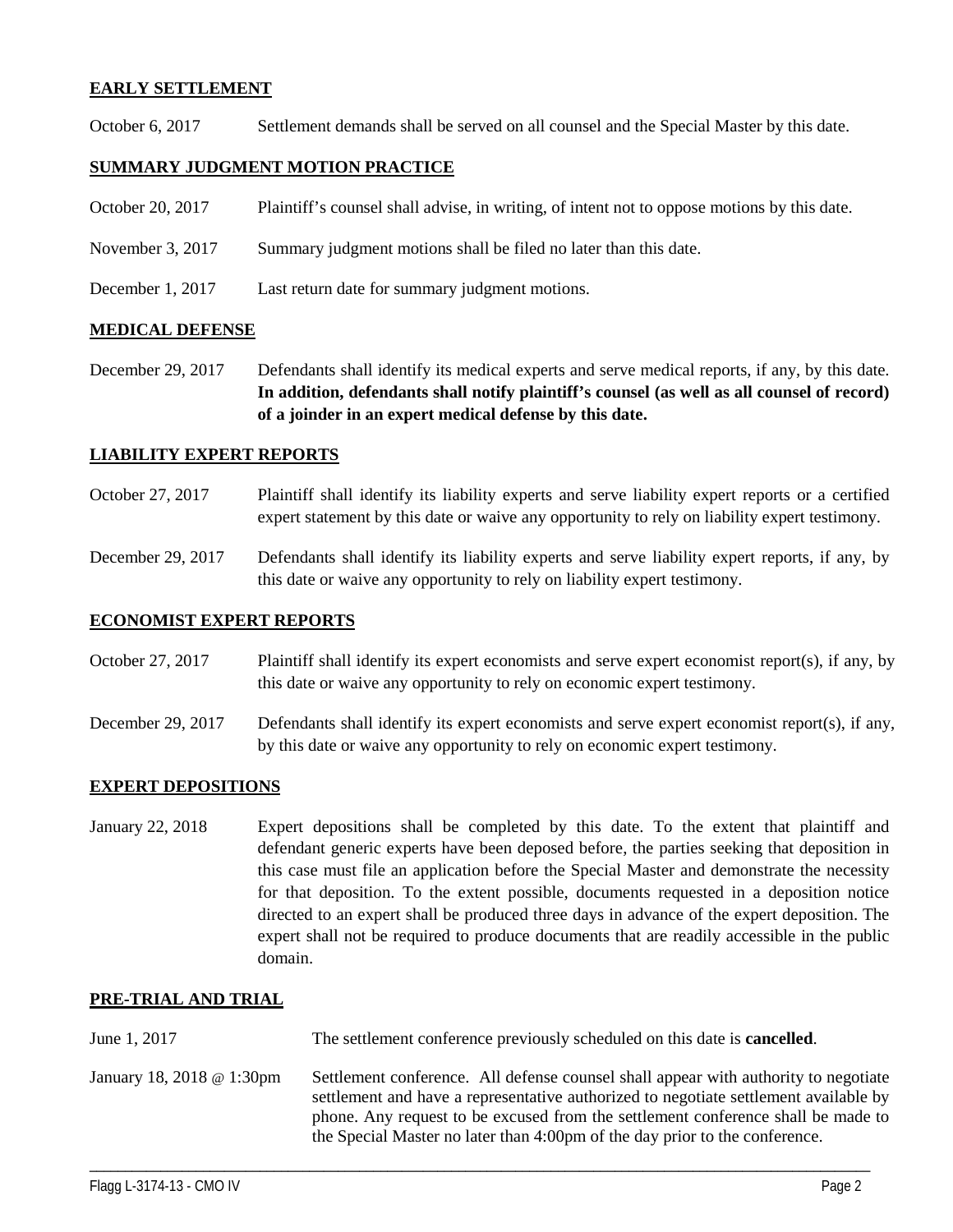**EARLY SETTLEMENT**

October 6, 2017 Settlement demands shall be served on all counsel and the Special Master by this date.

**SUMMARY JUDGMENT MOTION PRACTICE**

October 20, 2017 Plaintiff's counsel shall advise, in writing, of intent not to oppose motions by this date.

November 3, 2017 Summary judgment motions shall be filed no later than this date.

December 1, 2017 Last return date for summary judgment motions.

**MEDICAL DEFENSE**

December 29, 2017 Defendants shall identify its medical experts and serve medical reports, if any, by this date. **In addition, defendants shall notify plaintiff's counsel (as well as all counsel of record) of a joinder in an expert medical defense by this date.**

**LIABILITY EXPERT REPORTS**

October 27, 2017 Plaintiff shall identify its liability experts and serve liability expert reports or a certified expert statement by this date or waive any opportunity to rely on liability expert testimony.

December 29, 2017 Defendants shall identify its liability experts and serve liability expert reports, if any, by this date or waive any opportunity to rely on liability expert testimony.

**ECONOMIST EXPERT REPORTS**

October 27, 2017 Plaintiff shall identify its expert economists and serve expert economist report(s), if any, by this date or waive any opportunity to rely on economic expert testimony.

December 29, 2017 Defendants shall identify its expert economists and serve expert economist report(s), if any, by this date or waive any opportunity to rely on economic expert testimony.

**EXPERT DEPOSITIONS**

January 22, 2018 Expert depositions shall be completed by this date. To the extent that plaintiff and defendant generic experts have been deposed before, the parties seeking that deposition in this case must file an application before the Special Master and demonstrate the necessity for that deposition. To the extent possible, documents requested in a deposition notice directed to an expert shall be produced three days in advance of the expert deposition. The expert shall not be required to produce documents that are readily accessible in the public domain.

**PRE-TRIAL AND TRIAL**

June 1, 2017 The settlement conference previously scheduled on this date is **cancelled**.

January 18, 2018 @ 1:30pm Settlement conference. All defense counsel shall appear with authority to negotiate settlement and have a representative authorized to negotiate settlement available by phone. Any request to be excused from the settlement conference shall be made to the Special Master no later than 4:00pm of the day prior to the conference.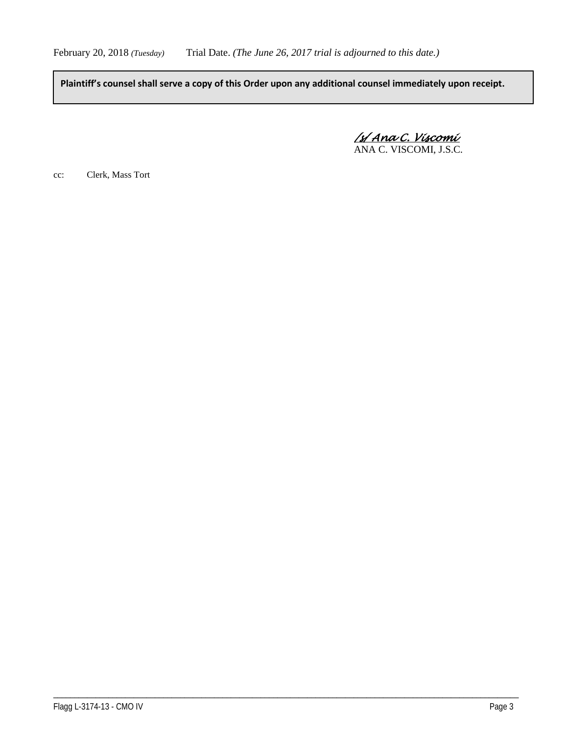February 20, 2018 *(Tuesday)* Trial Date. *(The June 26, 2017 trial is adjourned to this date.)*

**Plaintiff's counsel shall serve a copy of this Order upon any additional counsel immediately upon receipt.**

*/s/ Ana C. Viscomi*
ANA C. VISCOMI, J.S.C.

cc: Clerk, Mass Tort